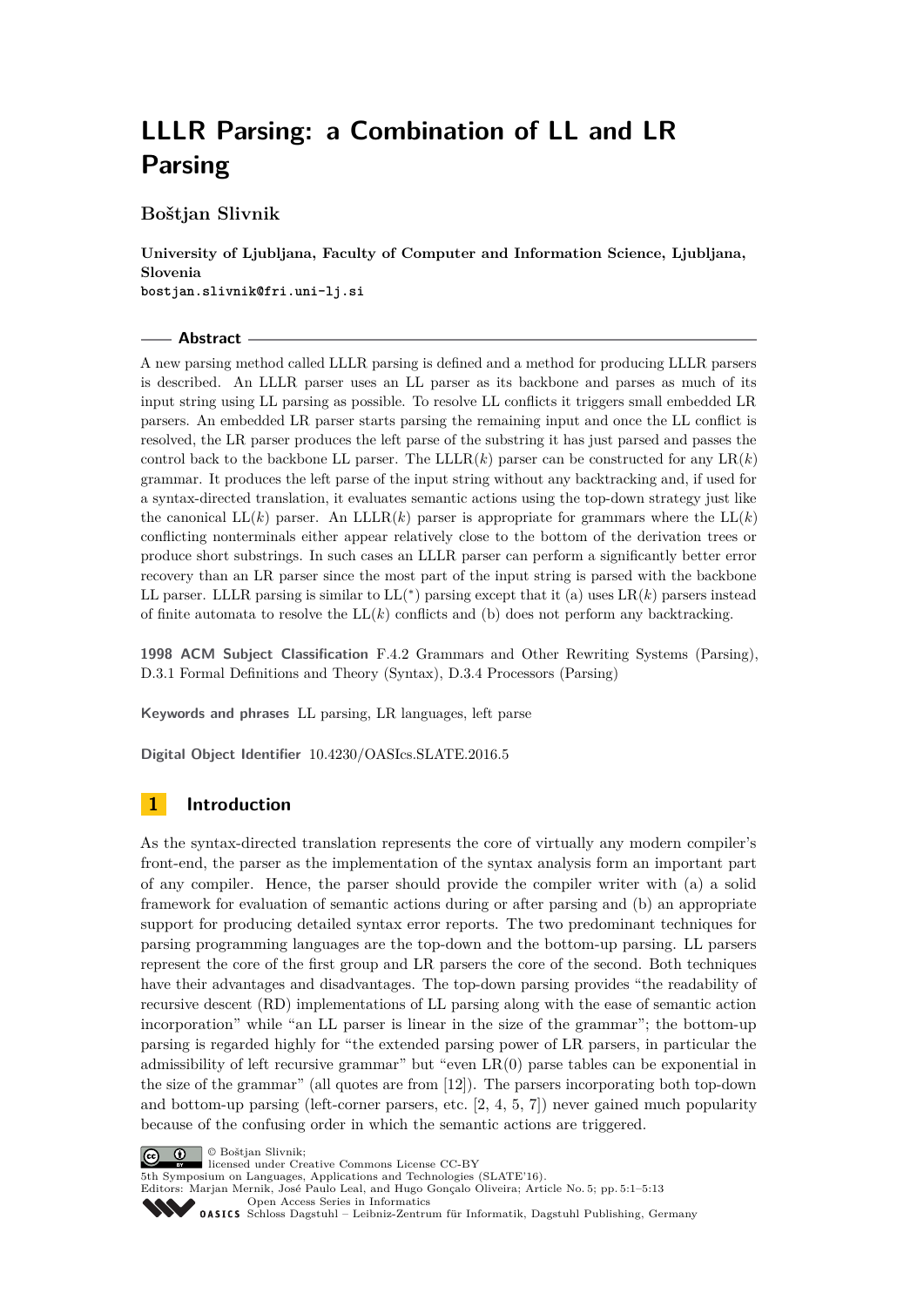# LLLR Parsing: a Combination of LL and LR Parsing

**Boštjan Slivnik**

**University of Ljubljana, Faculty of Computer and Information Science, Ljubljana, Slovenia**
bostjan.slivnik@fri.uni-lj.si

## Abstract

A new parsing method called LLLR parsing is defined and a method for producing LLLR parsers is described. An LLLR parser uses an LL parser as its backbone and parses as much of its input string using LL parsing as possible. To resolve LL conflicts it triggers small embedded LR parsers. An embedded LR parser starts parsing the remaining input and once the LL conflict is resolved, the LR parser produces the left parse of the substring it has just parsed and passes the control back to the backbone LL parser. The LLLR($k$) parser can be constructed for any LR($k$) grammar. It produces the left parse of the input string without any backtracking and, if used for a syntax-directed translation, it evaluates semantic actions using the top-down strategy just like the canonical LL($k$) parser. An LLLR($k$) parser is appropriate for grammars where the LL($k$) conflicting nonterminals either appear relatively close to the bottom of the derivation trees or produce short substrings. In such cases an LLLR parser can perform a significantly better error recovery than an LR parser since the most part of the input string is parsed with the backbone LL parser. LLLR parsing is similar to LL($^*$) parsing except that it (a) uses LR($k$) parsers instead of finite automata to resolve the LL($k$) conflicts and (b) does not perform any backtracking.

**1998 ACM Subject Classification** F.4.2 Grammars and Other Rewriting Systems (Parsing), D.3.1 Formal Definitions and Theory (Syntax), D.3.4 Processors (Parsing)

**Keywords and phrases** LL parsing, LR languages, left parse

**Digital Object Identifier** 10.4230/OASIcs.SLATE.2016.5

## 1 Introduction

As the syntax-directed translation represents the core of virtually any modern compiler's front-end, the parser as the implementation of the syntax analysis form an important part of any compiler. Hence, the parser should provide the compiler writer with (a) a solid framework for evaluation of semantic actions during or after parsing and (b) an appropriate support for producing detailed syntax error reports. The two predominant techniques for parsing programming languages are the top-down and the bottom-up parsing. LL parsers represent the core of the first group and LR parsers the core of the second. Both techniques have their advantages and disadvantages. The top-down parsing provides "the readability of recursive descent (RD) implementations of LL parsing along with the ease of semantic action incorporation" while "an LL parser is linear in the size of the grammar"; the bottom-up parsing is regarded highly for "the extended parsing power of LR parsers, in particular the admissibility of left recursive grammar" but "even LR(0) parse tables can be exponential in the size of the grammar" (all quotes are from [12]). The parsers incorporating both top-down and bottom-up parsing (left-corner parsers, etc. [2, 4, 5, 7]) never gained much popularity because of the confusing order in which the semantic actions are triggered.

© Boštjan Slivnik;
licensed under Creative Commons License CC-BY
5th Symposium on Languages, Applications and Technologies (SLATE'16).
Editors: Marjan Mernik, José Paulo Leal, and Hugo Gonçalo Oliveira; Article No. 5; pp. 5:1–5:13
Open Access Series in Informatics
Schloss Dagstuhl – Leibniz-Zentrum für Informatik, Dagstuhl Publishing, Germany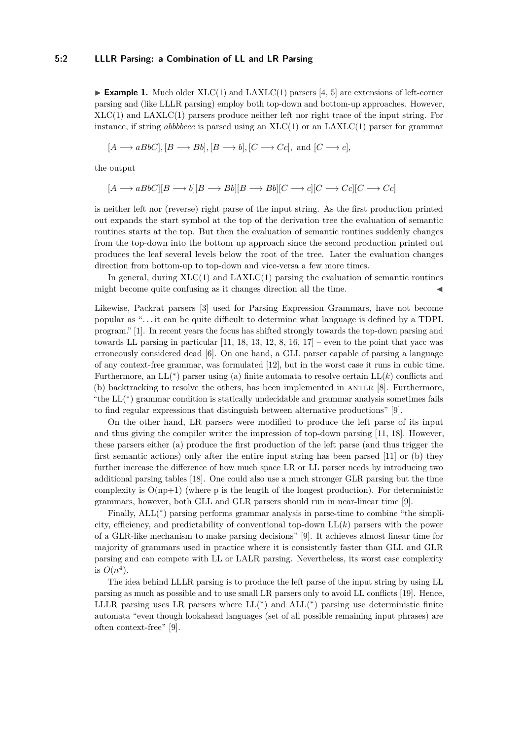► **Example 1.** Much older XLC(1) and LAXLC(1) parsers [4, 5] are extensions of left-corner parsing and (like LLLR parsing) employ both top-down and bottom-up approaches. However, XLC(1) and LAXLC(1) parsers produce neither left nor right trace of the input string. For instance, if string *abbbbccc* is parsed using an XLC(1) or an LAXLC(1) parser for grammar

$$[A \longrightarrow aBbC], [B \longrightarrow Bb], [B \longrightarrow b], [C \longrightarrow Cc], \text{ and } [C \longrightarrow c],$$

the output

$$[A \longrightarrow aBbC][B \longrightarrow b][B \longrightarrow Bb][B \longrightarrow Bb][C \longrightarrow c][C \longrightarrow Cc][C \longrightarrow Cc]$$

is neither left nor (reverse) right parse of the input string. As the first production printed out expands the start symbol at the top of the derivation tree the evaluation of semantic routines starts at the top. But then the evaluation of semantic routines suddenly changes from the top-down into the bottom up approach since the second production printed out produces the leaf several levels below the root of the tree. Later the evaluation changes direction from bottom-up to top-down and vice-versa a few more times.

In general, during XLC(1) and LAXLC(1) parsing the evaluation of semantic routines might become quite confusing as it changes direction all the time. ◄

Likewise, Packrat parsers [3] used for Parsing Expression Grammars, have not become popular as "...it can be quite difficult to determine what language is defined by a TDPL program." [1]. In recent years the focus has shifted strongly towards the top-down parsing and towards LL parsing in particular [11, 18, 13, 12, 8, 16, 17] – even to the point that yacc was erroneously considered dead [6]. On one hand, a GLL parser capable of parsing a language of any context-free grammar, was formulated [12], but in the worst case it runs in cubic time. Furthermore, an LL(\*) parser using (a) finite automata to resolve certain LL($k$) conflicts and (b) backtracking to resolve the others, has been implemented in ANTLR [8]. Furthermore, "the LL(\*) grammar condition is statically undecidable and grammar analysis sometimes fails to find regular expressions that distinguish between alternative productions" [9].

On the other hand, LR parsers were modified to produce the left parse of its input and thus giving the compiler writer the impression of top-down parsing [11, 18]. However, these parsers either (a) produce the first production of the left parse (and thus trigger the first semantic actions) only after the entire input string has been parsed [11] or (b) they further increase the difference of how much space LR or LL parser needs by introducing two additional parsing tables [18]. One could also use a much stronger GLR parsing but the time complexity is O(np+1) (where p is the length of the longest production). For deterministic grammars, however, both GLL and GLR parsers should run in near-linear time [9].

Finally, ALL(\*) parsing performs grammar analysis in parse-time to combine "the simplicity, efficiency, and predictability of conventional top-down LL($k$) parsers with the power of a GLR-like mechanism to make parsing decisions" [9]. It achieves almost linear time for majority of grammars used in practice where it is consistently faster than GLL and GLR parsing and can compete with LL or LALR parsing. Nevertheless, its worst case complexity is $O(n^4)$.

The idea behind LLLR parsing is to produce the left parse of the input string by using LL parsing as much as possible and to use small LR parsers only to avoid LL conflicts [19]. Hence, LLLR parsing uses LR parsers where LL(\*) and ALL(\*) parsing use deterministic finite automata "even though lookahead languages (set of all possible remaining input phrases) are often context-free" [9].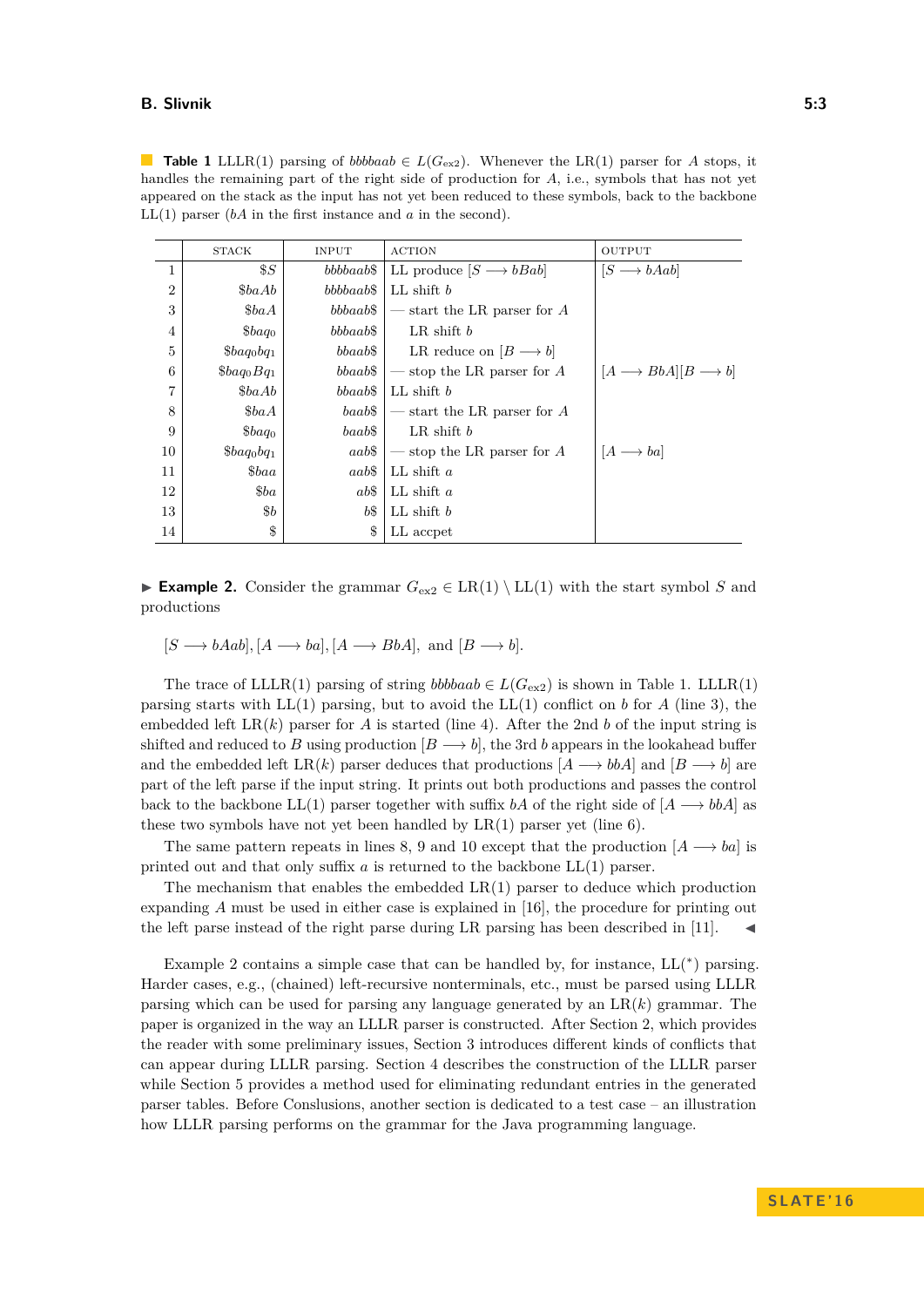**Table 1** LLLR(1) parsing of $bbbbaab \in L(G_{\mathrm{ex2}})$. Whenever the LR(1) parser for $A$ stops, it handles the remaining part of the right side of production for $A$, i.e., symbols that has not yet appeared on the stack as the input has not yet been reduced to these symbols, back to the backbone LL(1) parser ($bA$ in the first instance and $a$ in the second).

| | STACK | INPUT | ACTION | OUTPUT |
|---|---|---|---|---|
| 1 | $\$S$ | $bbbbaab\$$ | LL produce $[S \longrightarrow bBab]$ | $[S \longrightarrow bAab]$ |
| 2 | $\$baAb$ | $bbbbaab\$$ | LL shift $b$ | |
| 3 | $\$baA$ | $bbbaab\$$ | — start the LR parser for $A$ | |
| 4 | $\$baq_0$ | $bbbaab\$$ | LR shift $b$ | |
| 5 | $\$baq_0bq_1$ | $bbaab\$$ | LR reduce on $[B \longrightarrow b]$ | |
| 6 | $\$baq_0Bq_1$ | $bbaab\$$ | — stop the LR parser for $A$ | $[A \longrightarrow BbA][B \longrightarrow b]$ |
| 7 | $\$baAb$ | $bbaab\$$ | LL shift $b$ | |
| 8 | $\$baA$ | $baab\$$ | — start the LR parser for $A$ | |
| 9 | $\$baq_0$ | $baab\$$ | LR shift $b$ | |
| 10 | $\$baq_0bq_1$ | $aab\$$ | — stop the LR parser for $A$ | $[A \longrightarrow ba]$ |
| 11 | $\$baa$ | $aab\$$ | LL shift $a$ | |
| 12 | $\$ba$ | $ab\$$ | LL shift $a$ | |
| 13 | $\$b$ | $b\$$ | LL shift $b$ | |
| 14 | $\$$ | $\$$ | LL accpet | |

▶ **Example 2.** Consider the grammar $G_{\mathrm{ex2}} \in \mathrm{LR}(1) \setminus \mathrm{LL}(1)$ with the start symbol $S$ and productions

$$[S \longrightarrow bAab], [A \longrightarrow ba], [A \longrightarrow BbA], \text{ and } [B \longrightarrow b].$$

The trace of LLLR(1) parsing of string $bbbbaab \in L(G_{\mathrm{ex2}})$ is shown in Table 1. LLLR(1) parsing starts with LL(1) parsing, but to avoid the LL(1) conflict on $b$ for $A$ (line 3), the embedded left LR($k$) parser for $A$ is started (line 4). After the 2nd $b$ of the input string is shifted and reduced to $B$ using production $[B \longrightarrow b]$, the 3rd $b$ appears in the lookahead buffer and the embedded left LR($k$) parser deduces that productions $[A \longrightarrow bbA]$ and $[B \longrightarrow b]$ are part of the left parse if the input string. It prints out both productions and passes the control back to the backbone LL(1) parser together with suffix $bA$ of the right side of $[A \longrightarrow bbA]$ as these two symbols have not yet been handled by LR(1) parser yet (line 6).

The same pattern repeats in lines 8, 9 and 10 except that the production $[A \longrightarrow ba]$ is printed out and that only suffix $a$ is returned to the backbone LL(1) parser.

The mechanism that enables the embedded LR(1) parser to deduce which production expanding $A$ must be used in either case is explained in [16], the procedure for printing out the left parse instead of the right parse during LR parsing has been described in [11]. ◀

Example 2 contains a simple case that can be handled by, for instance, LL(\*) parsing. Harder cases, e.g., (chained) left-recursive nonterminals, etc., must be parsed using LLLR parsing which can be used for parsing any language generated by an LR($k$) grammar. The paper is organized in the way an LLLR parser is constructed. After Section 2, which provides the reader with some preliminary issues, Section 3 introduces different kinds of conflicts that can appear during LLLR parsing. Section 4 describes the construction of the LLLR parser while Section 5 provides a method used for eliminating redundant entries in the generated parser tables. Before Conslusions, another section is dedicated to a test case – an illustration how LLLR parsing performs on the grammar for the Java programming language.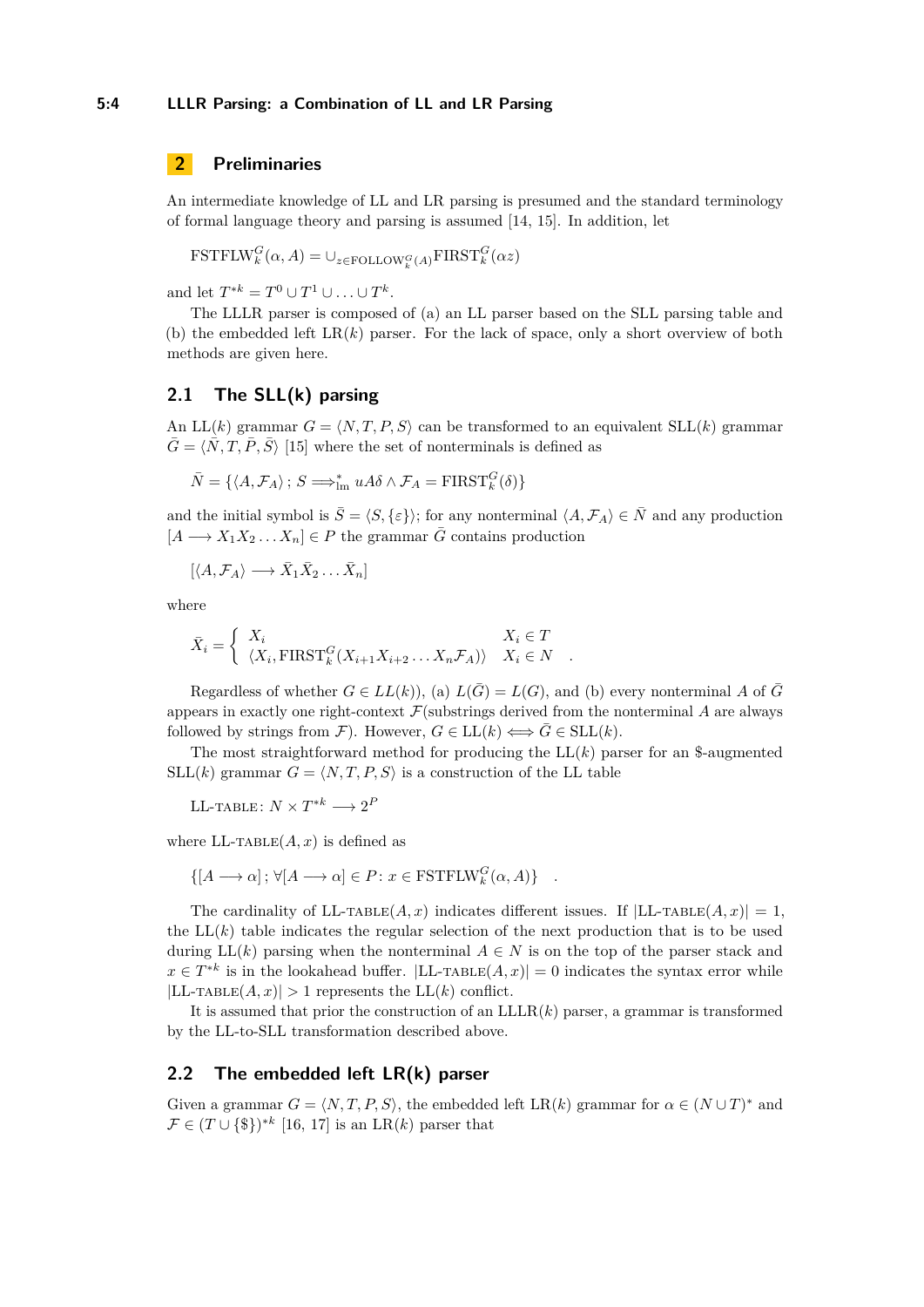## 2 Preliminaries

An intermediate knowledge of LL and LR parsing is presumed and the standard terminology of formal language theory and parsing is assumed [14, 15]. In addition, let

$$\mathrm{FSTFLW}_k^G(\alpha, A) = \cup_{z \in \mathrm{FOLLOW}_k^G(A)} \mathrm{FIRST}_k^G(\alpha z)$$

and let $T^{*k} = T^0 \cup T^1 \cup \ldots \cup T^k$.

The LLLR parser is composed of (a) an LL parser based on the SLL parsing table and (b) the embedded left LR($k$) parser. For the lack of space, only a short overview of both methods are given here.

### 2.1 The SLL(k) parsing

An LL($k$) grammar $G = \langle N, T, P, S\rangle$ can be transformed to an equivalent SLL($k$) grammar $\bar{G} = \langle \bar{N}, T, \bar{P}, \bar{S}\rangle$ [15] where the set of nonterminals is defined as

$$\bar{N} = \{\langle A, \mathcal{F}_A\rangle\, ;\, S \Longrightarrow_{\mathrm{lm}}^* uA\delta \wedge \mathcal{F}_A = \mathrm{FIRST}_k^G(\delta)\}$$

and the initial symbol is $\bar{S} = \langle S, \{\varepsilon\}\rangle$; for any nonterminal $\langle A, \mathcal{F}_A\rangle \in \bar{N}$ and any production $[A \longrightarrow X_1 X_2 \ldots X_n] \in P$ the grammar $\bar{G}$ contains production

$$[\langle A, \mathcal{F}_A\rangle \longrightarrow \bar{X}_1 \bar{X}_2 \ldots \bar{X}_n]$$

where

$$\bar{X}_i = \begin{cases} X_i & X_i \in T \\ \langle X_i, \mathrm{FIRST}_k^G(X_{i+1}X_{i+2}\ldots X_n \mathcal{F}_A)\rangle & X_i \in N \end{cases} .$$

Regardless of whether $G \in LL(k)$), (a) $L(\bar{G}) = L(G)$, and (b) every nonterminal $A$ of $\bar{G}$ appears in exactly one right-context $\mathcal{F}$(substrings derived from the nonterminal $A$ are always followed by strings from $\mathcal{F}$). However, $G \in \mathrm{LL}(k) \Longleftrightarrow \bar{G} \in \mathrm{SLL}(k)$.

The most straightforward method for producing the LL($k$) parser for an \$-augmented SLL($k$) grammar $G = \langle N, T, P, S\rangle$ is a construction of the LL table

$$\textsc{LL-table}\colon N \times T^{*k} \longrightarrow 2^P$$

where $\textsc{LL-table}(A, x)$ is defined as

$$\{[A \longrightarrow \alpha]\, ;\, \forall [A \longrightarrow \alpha] \in P \colon x \in \mathrm{FSTFLW}_k^G(\alpha, A)\} \quad .$$

The cardinality of $\textsc{LL-table}(A, x)$ indicates different issues. If $|\textsc{LL-table}(A, x)| = 1$, the LL($k$) table indicates the regular selection of the next production that is to be used during LL($k$) parsing when the nonterminal $A \in N$ is on the top of the parser stack and $x \in T^{*k}$ is in the lookahead buffer. $|\textsc{LL-table}(A, x)| = 0$ indicates the syntax error while $|\textsc{LL-table}(A, x)| > 1$ represents the LL($k$) conflict.

It is assumed that prior the construction of an LLLR($k$) parser, a grammar is transformed by the LL-to-SLL transformation described above.

### 2.2 The embedded left LR(k) parser

Given a grammar $G = \langle N, T, P, S\rangle$, the embedded left LR($k$) grammar for $\alpha \in (N \cup T)^*$ and $\mathcal{F} \in (T \cup \{\$\})^{*k}$ [16, 17] is an LR($k$) parser that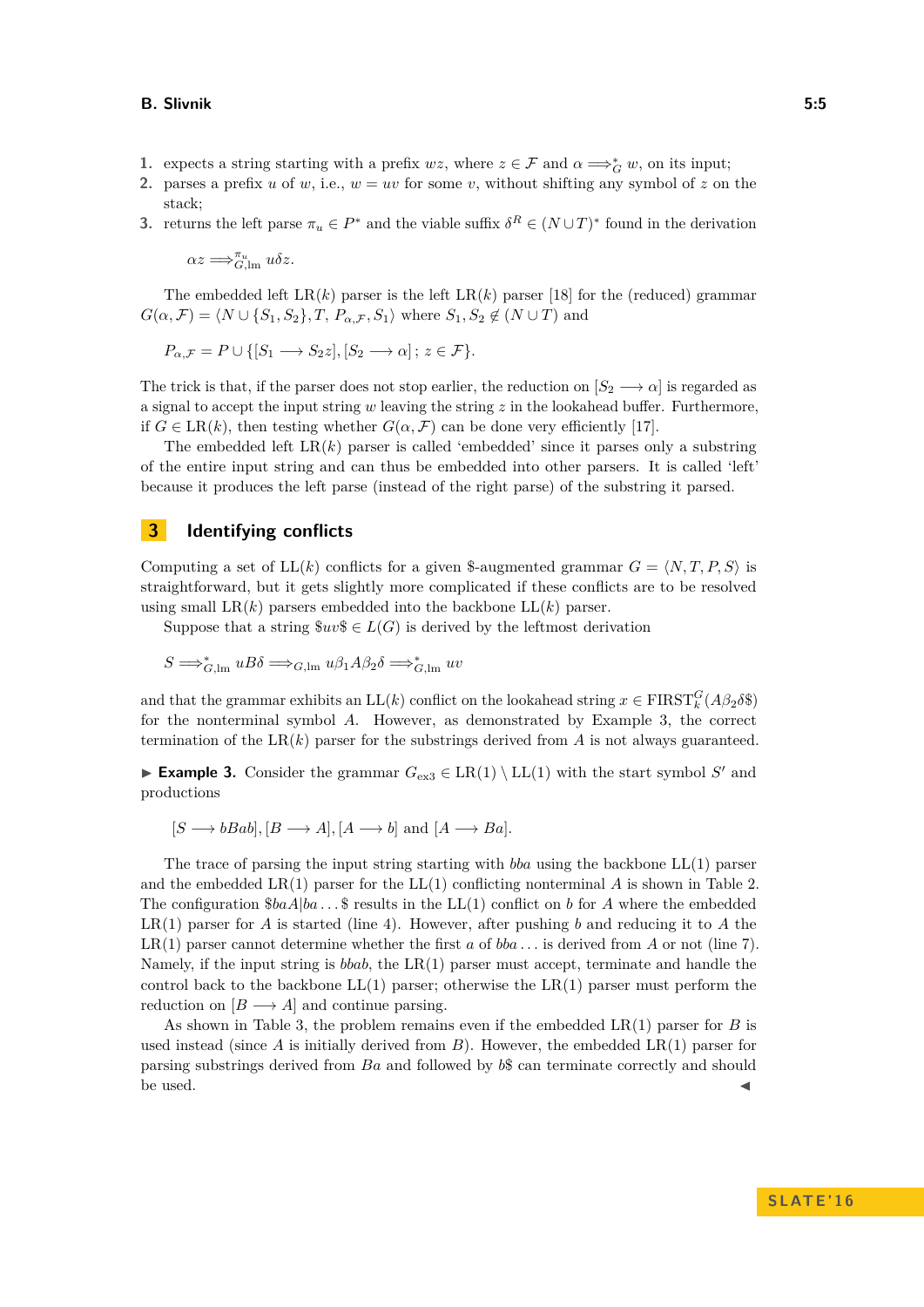1. expects a string starting with a prefix $wz$, where $z \in \mathcal{F}$ and $\alpha \Longrightarrow^*_G w$, on its input;
2. parses a prefix $u$ of $w$, i.e., $w = uv$ for some $v$, without shifting any symbol of $z$ on the stack;
3. returns the left parse $\pi_u \in P^*$ and the viable suffix $\delta^R \in (N \cup T)^*$ found in the derivation

$$\alpha z \Longrightarrow^{\pi_u}_{G,\mathrm{lm}} u\delta z.$$

The embedded left LR($k$) parser is the left LR($k$) parser [18] for the (reduced) grammar $G(\alpha, \mathcal{F}) = \langle N \cup \{S_1, S_2\}, T, P_{\alpha,\mathcal{F}}, S_1\rangle$ where $S_1, S_2 \notin (N \cup T)$ and

$$P_{\alpha,\mathcal{F}} = P \cup \{[S_1 \longrightarrow S_2 z], [S_2 \longrightarrow \alpha]\,;\, z \in \mathcal{F}\}.$$

The trick is that, if the parser does not stop earlier, the reduction on $[S_2 \longrightarrow \alpha]$ is regarded as a signal to accept the input string $w$ leaving the string $z$ in the lookahead buffer. Furthermore, if $G \in \mathrm{LR}(k)$, then testing whether $G(\alpha, \mathcal{F})$ can be done very efficiently [17].

The embedded left LR($k$) parser is called 'embedded' since it parses only a substring of the entire input string and can thus be embedded into other parsers. It is called 'left' because it produces the left parse (instead of the right parse) of the substring it parsed.

## 3 Identifying conflicts

Computing a set of LL($k$) conflicts for a given \$-augmented grammar $G = \langle N, T, P, S\rangle$ is straightforward, but it gets slightly more complicated if these conflicts are to be resolved using small LR($k$) parsers embedded into the backbone LL($k$) parser.

Suppose that a string $\$uv\$ \in L(G)$ is derived by the leftmost derivation

$$S \Longrightarrow^*_{G,\mathrm{lm}} uB\delta \Longrightarrow_{G,\mathrm{lm}} u\beta_1 A\beta_2\delta \Longrightarrow^*_{G,\mathrm{lm}} uv$$

and that the grammar exhibits an LL($k$) conflict on the lookahead string $x \in \mathrm{FIRST}^G_k(A\beta_2\delta\$)$ for the nonterminal symbol $A$. However, as demonstrated by Example 3, the correct termination of the LR($k$) parser for the substrings derived from $A$ is not always guaranteed.

▶ **Example 3.** Consider the grammar $G_{\mathrm{ex3}} \in \mathrm{LR}(1) \setminus \mathrm{LL}(1)$ with the start symbol $S'$ and productions

$$[S \longrightarrow bBab], [B \longrightarrow A], [A \longrightarrow b] \text{ and } [A \longrightarrow Ba].$$

The trace of parsing the input string starting with $bba$ using the backbone LL(1) parser and the embedded LR(1) parser for the LL(1) conflicting nonterminal $A$ is shown in Table 2. The configuration $\$baA|ba\ldots\$$ results in the LL(1) conflict on $b$ for $A$ where the embedded LR(1) parser for $A$ is started (line 4). However, after pushing $b$ and reducing it to $A$ the LR(1) parser cannot determine whether the first $a$ of $bba\ldots$ is derived from $A$ or not (line 7). Namely, if the input string is $bbab$, the LR(1) parser must accept, terminate and handle the control back to the backbone LL(1) parser; otherwise the LR(1) parser must perform the reduction on $[B \longrightarrow A]$ and continue parsing.

As shown in Table 3, the problem remains even if the embedded LR(1) parser for $B$ is used instead (since $A$ is initially derived from $B$). However, the embedded LR(1) parser for parsing substrings derived from $Ba$ and followed by $b\$$ can terminate correctly and should be used. ◀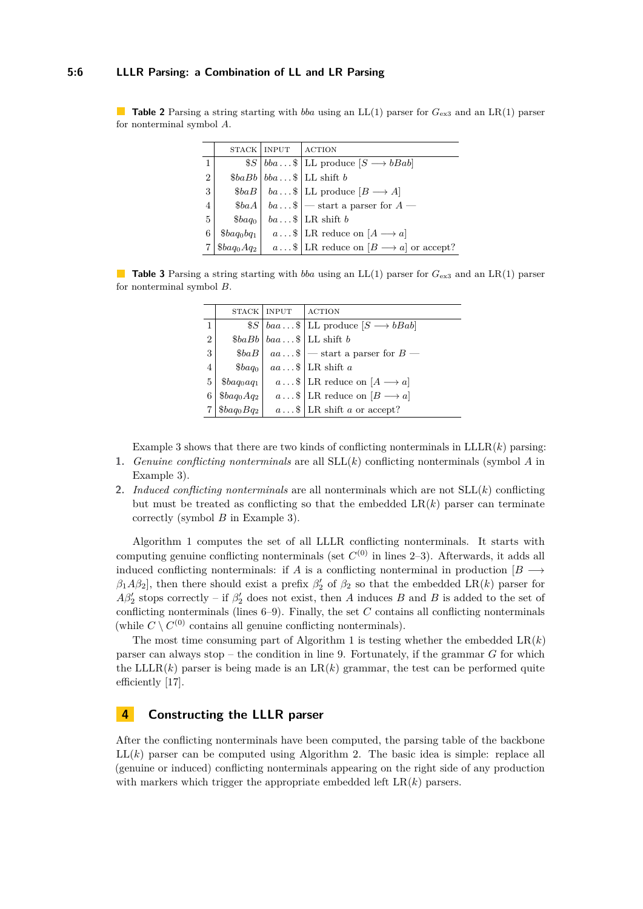**Table 2** Parsing a string starting with $bba$ using an LL(1) parser for $G_{ex3}$ and an LR(1) parser for nonterminal symbol $A$.

| | STACK | INPUT | ACTION |
|---|---|---|---|
| 1 | $\$S$ | $bba\ldots\$$ | LL produce $[S \longrightarrow bBab]$ |
| 2 | $\$baBb$ | $bba\ldots\$$ | LL shift $b$ |
| 3 | $\$baB$ | $ba\ldots\$$ | LL produce $[B \longrightarrow A]$ |
| 4 | $\$baA$ | $ba\ldots\$$ | — start a parser for $A$ — |
| 5 | $\$baq_0$ | $ba\ldots\$$ | LR shift $b$ |
| 6 | $\$baq_0bq_1$ | $a\ldots\$$ | LR reduce on $[A \longrightarrow a]$ |
| 7 | $\$baq_0Aq_2$ | $a\ldots\$$ | LR reduce on $[B \longrightarrow a]$ or accept? |

**Table 3** Parsing a string starting with $bba$ using an LL(1) parser for $G_{ex3}$ and an LR(1) parser for nonterminal symbol $B$.

| | STACK | INPUT | ACTION |
|---|---|---|---|
| 1 | $\$S$ | $baa\ldots\$$ | LL produce $[S \longrightarrow bBab]$ |
| 2 | $\$baBb$ | $baa\ldots\$$ | LL shift $b$ |
| 3 | $\$baB$ | $aa\ldots\$$ | — start a parser for $B$ — |
| 4 | $\$baq_0$ | $aa\ldots\$$ | LR shift $a$ |
| 5 | $\$baq_0aq_1$ | $a\ldots\$$ | LR reduce on $[A \longrightarrow a]$ |
| 6 | $\$baq_0Aq_2$ | $a\ldots\$$ | LR reduce on $[B \longrightarrow a]$ |
| 7 | $\$baq_0Bq_2$ | $a\ldots\$$ | LR shift $a$ or accept? |

Example 3 shows that there are two kinds of conflicting nonterminals in LLLR($k$) parsing:

1. *Genuine conflicting nonterminals* are all SLL($k$) conflicting nonterminals (symbol $A$ in Example 3).
2. *Induced conflicting nonterminals* are all nonterminals which are not SLL($k$) conflicting but must be treated as conflicting so that the embedded LR($k$) parser can terminate correctly (symbol $B$ in Example 3).

Algorithm 1 computes the set of all LLLR conflicting nonterminals. It starts with computing genuine conflicting nonterminals (set $C^{(0)}$ in lines 2–3). Afterwards, it adds all induced conflicting nonterminals: if $A$ is a conflicting nonterminal in production $[B \longrightarrow \beta_1 A \beta_2]$, then there should exist a prefix $\beta_2'$ of $\beta_2$ so that the embedded LR($k$) parser for $A\beta_2'$ stops correctly – if $\beta_2'$ does not exist, then $A$ induces $B$ and $B$ is added to the set of conflicting nonterminals (lines 6–9). Finally, the set $C$ contains all conflicting nonterminals (while $C \setminus C^{(0)}$ contains all genuine conflicting nonterminals).

The most time consuming part of Algorithm 1 is testing whether the embedded LR($k$) parser can always stop – the condition in line 9. Fortunately, if the grammar $G$ for which the LLLR($k$) parser is being made is an LR($k$) grammar, the test can be performed quite efficiently [17].

## 4 Constructing the LLLR parser

After the conflicting nonterminals have been computed, the parsing table of the backbone LL($k$) parser can be computed using Algorithm 2. The basic idea is simple: replace all (genuine or induced) conflicting nonterminals appearing on the right side of any production with markers which trigger the appropriate embedded left LR($k$) parsers.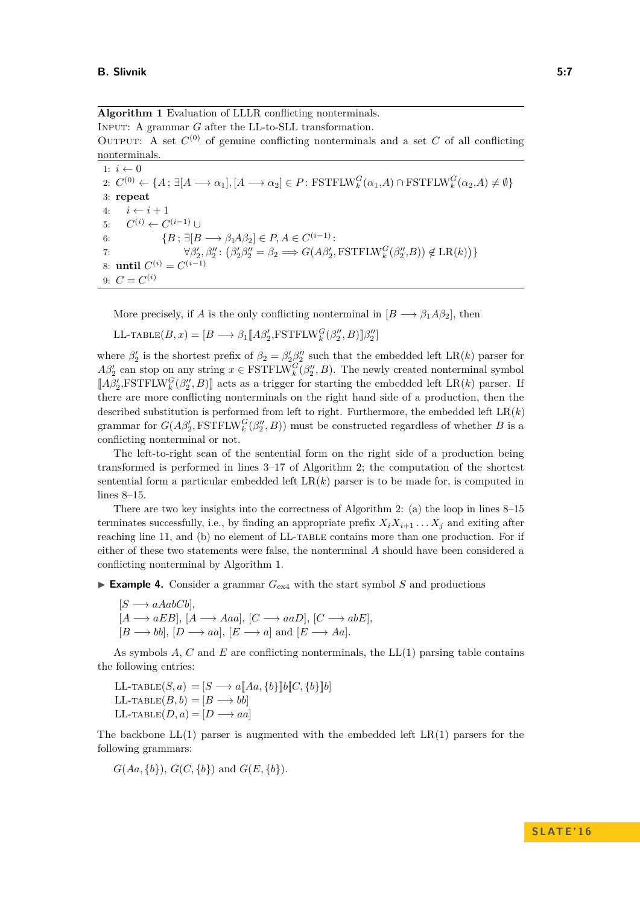**Algorithm 1** Evaluation of LLLR conflicting nonterminals.

INPUT: A grammar $G$ after the LL-to-SLL transformation.

OUTPUT: A set $C^{(0)}$ of genuine conflicting nonterminals and a set $C$ of all conflicting nonterminals.

```
1: i ← 0
2: C^(0) ← {A ; ∃[A ⟶ α1], [A ⟶ α2] ∈ P : FSTFLW_k^G(α1,A) ∩ FSTFLW_k^G(α2,A) ≠ ∅}
3: repeat
4:    i ← i + 1
5:    C^(i) ← C^(i−1) ∪
6:           {B ; ∃[B ⟶ β1Aβ2] ∈ P, A ∈ C^(i−1) :
7:                ∀β2′, β2″ : (β2′β2″ = β2 ⟹ G(Aβ2′, FSTFLW_k^G(β2″,B)) ∉ LR(k))}
8: until C^(i) = C^(i−1)
9: C = C^(i)
```

More precisely, if $A$ is the only conflicting nonterminal in $[B \longrightarrow \beta_1 A \beta_2]$, then

$$\text{LL-TABLE}(B, x) = [B \longrightarrow \beta_1 [\![A\beta_2', \text{FSTFLW}_k^G(\beta_2'', B)]\!] \beta_2'']$$

where $\beta_2'$ is the shortest prefix of $\beta_2 = \beta_2'\beta_2''$ such that the embedded left LR($k$) parser for $A\beta_2'$ can stop on any string $x \in \text{FSTFLW}_k^G(\beta_2'', B)$. The newly created nonterminal symbol $[\![A\beta_2', \text{FSTFLW}_k^G(\beta_2'', B)]\!]$ acts as a trigger for starting the embedded left LR($k$) parser. If there are more conflicting nonterminals on the right hand side of a production, then the described substitution is performed from left to right. Furthermore, the embedded left LR($k$) grammar for $G(A\beta_2', \text{FSTFLW}_k^G(\beta_2'', B))$ must be constructed regardless of whether $B$ is a conflicting nonterminal or not.

The left-to-right scan of the sentential form on the right side of a production being transformed is performed in lines 3–17 of Algorithm 2; the computation of the shortest sentential form a particular embedded left LR($k$) parser is to be made for, is computed in lines 8–15.

There are two key insights into the correctness of Algorithm 2: (a) the loop in lines 8–15 terminates successfully, i.e., by finding an appropriate prefix $X_i X_{i+1} \ldots X_j$ and exiting after reaching line 11, and (b) no element of LL-TABLE contains more than one production. For if either of these two statements were false, the nonterminal $A$ should have been considered a conflicting nonterminal by Algorithm 1.

▶ **Example 4.** Consider a grammar $G_{\text{ex4}}$ with the start symbol $S$ and productions

$[S \longrightarrow aAabCb]$,
$[A \longrightarrow aEB]$, $[A \longrightarrow Aaa]$, $[C \longrightarrow aaD]$, $[C \longrightarrow abE]$,
$[B \longrightarrow bb]$, $[D \longrightarrow aa]$, $[E \longrightarrow a]$ and $[E \longrightarrow Aa]$.

As symbols $A$, $C$ and $E$ are conflicting nonterminals, the LL(1) parsing table contains the following entries:

$$\begin{aligned}
\text{LL-TABLE}(S, a) &= [S \longrightarrow a[\![Aa, \{b\}]\!]b[\![C, \{b\}]\!]b] \\
\text{LL-TABLE}(B, b) &= [B \longrightarrow bb] \\
\text{LL-TABLE}(D, a) &= [D \longrightarrow aa]
\end{aligned}$$

The backbone LL(1) parser is augmented with the embedded left LR(1) parsers for the following grammars:

$G(Aa, \{b\})$, $G(C, \{b\})$ and $G(E, \{b\})$.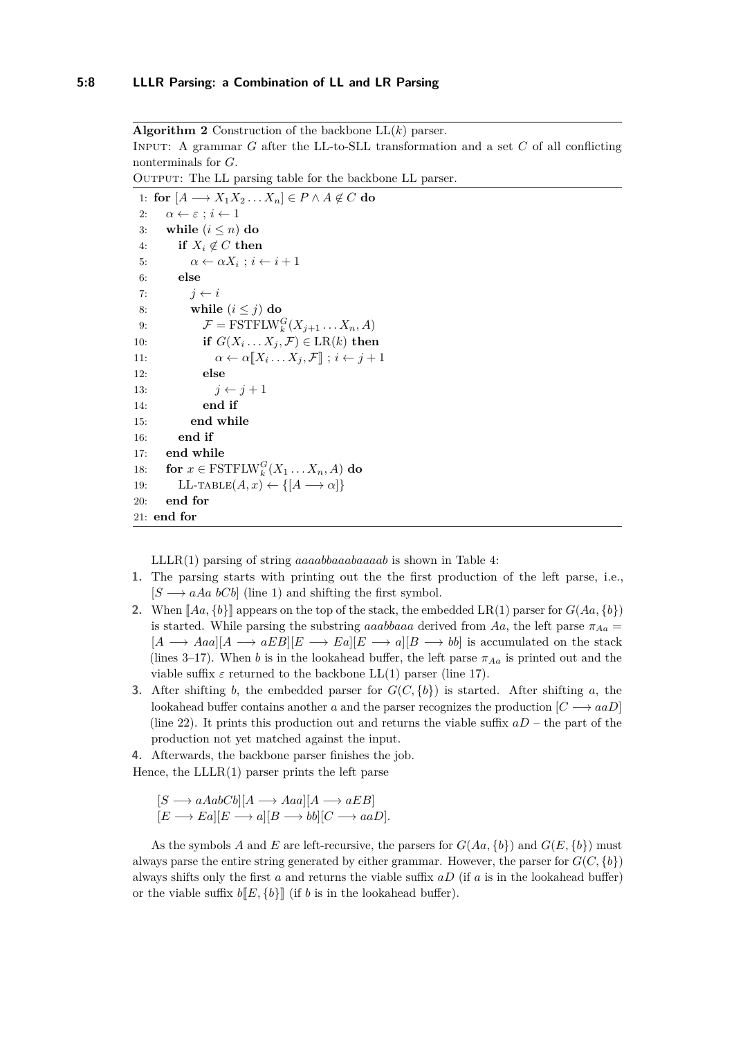**Algorithm 2** Construction of the backbone LL($k$) parser.

Input: A grammar $G$ after the LL-to-SLL transformation and a set $C$ of all conflicting nonterminals for $G$.

Output: The LL parsing table for the backbone LL parser.

```
 1: for [A ⟶ X_1 X_2 ... X_n] ∈ P ∧ A ∉ C do
 2:    α ← ε ; i ← 1
 3:    while (i ≤ n) do
 4:       if X_i ∉ C then
 5:          α ← αX_i ; i ← i + 1
 6:       else
 7:          j ← i
 8:          while (i ≤ j) do
 9:             F = FSTFLW^G_k(X_{j+1} ... X_n, A)
10:             if G(X_i ... X_j, F) ∈ LR(k) then
11:                α ← α⟦X_i ... X_j, F⟧ ; i ← j + 1
12:             else
13:                j ← j + 1
14:             end if
15:          end while
16:       end if
17:    end while
18:    for x ∈ FSTFLW^G_k(X_1 ... X_n, A) do
19:       LL-TABLE(A, x) ← {[A ⟶ α]}
20:    end for
21: end for
```

LLLR(1) parsing of string *aaaabbaaabaaaab* is shown in Table 4:

1. The parsing starts with printing out the the first production of the left parse, i.e., $[S \longrightarrow aAa\ bCb]$ (line 1) and shifting the first symbol.
2. When $[\![Aa, \{b\}]\!]$ appears on the top of the stack, the embedded LR(1) parser for $G(Aa, \{b\})$ is started. While parsing the substring *aaabbaaa* derived from $Aa$, the left parse $\pi_{Aa} = [A \longrightarrow Aaa][A \longrightarrow aEB][E \longrightarrow Ea][E \longrightarrow a][B \longrightarrow bb]$ is accumulated on the stack (lines 3–17). When $b$ is in the lookahead buffer, the left parse $\pi_{Aa}$ is printed out and the viable suffix $\varepsilon$ returned to the backbone LL(1) parser (line 17).
3. After shifting $b$, the embedded parser for $G(C, \{b\})$ is started. After shifting $a$, the lookahead buffer contains another $a$ and the parser recognizes the production $[C \longrightarrow aaD]$ (line 22). It prints this production out and returns the viable suffix $aD$ – the part of the production not yet matched against the input.
4. Afterwards, the backbone parser finishes the job.

Hence, the LLLR(1) parser prints the left parse

$$[S \longrightarrow aAabCb][A \longrightarrow Aaa][A \longrightarrow aEB]$$
$$[E \longrightarrow Ea][E \longrightarrow a][B \longrightarrow bb][C \longrightarrow aaD].$$

As the symbols $A$ and $E$ are left-recursive, the parsers for $G(Aa, \{b\})$ and $G(E, \{b\})$ must always parse the entire string generated by either grammar. However, the parser for $G(C, \{b\})$ always shifts only the first $a$ and returns the viable suffix $aD$ (if $a$ is in the lookahead buffer) or the viable suffix $b[\![E, \{b\}]\!]$ (if $b$ is in the lookahead buffer).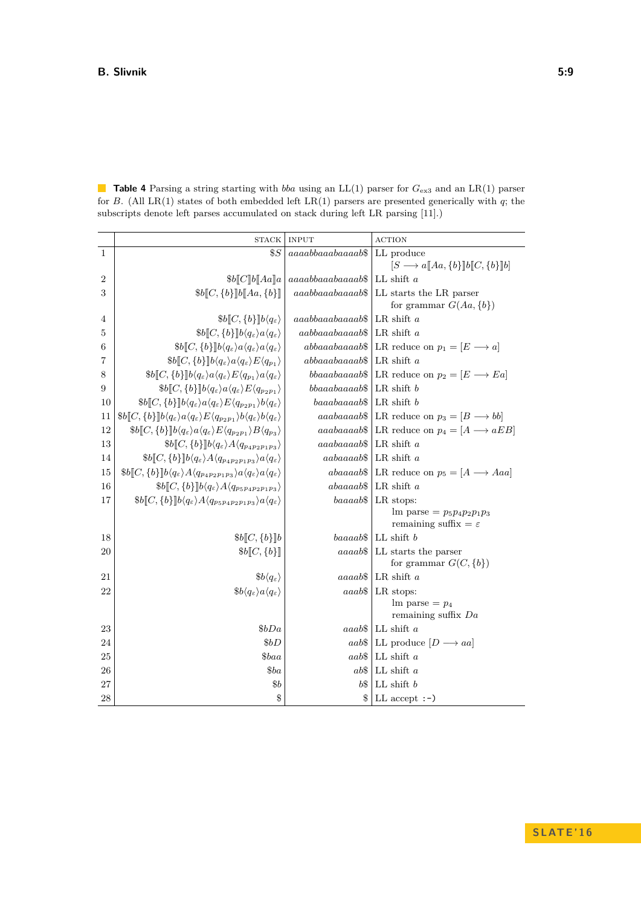**Table 4** Parsing a string starting with *bba* using an LL(1) parser for $G_{\text{ex3}}$ and an LR(1) parser for $B$. (All LR(1) states of both embedded left LR(1) parsers are presented generically with $q$; the subscripts denote left parses accumulated on stack during left LR parsing [11].)

| | STACK | INPUT | ACTION |
|---|---|---|---|
| 1 | $\$S$ | $aaaabbaaabaaaab\$$ | LL produce $[S \longrightarrow a[\![Aa,\{b\}]\!]b[\![C,\{b\}]\!]b]$ |
| 2 | $\$b[\![C]\!]b[\![Aa]\!]a$ | $aaaabbaaabaaaab\$$ | LL shift $a$ |
| 3 | $\$b[\![C,\{b\}]\!]b[\![Aa,\{b\}]\!]$ | $aaabbaaabaaaab\$$ | LL starts the LR parser for grammar $G(Aa,\{b\})$ |
| 4 | $\$b[\![C,\{b\}]\!]b\langle q_\varepsilon\rangle$ | $aaabbaaabaaaab\$$ | LR shift $a$ |
| 5 | $\$b[\![C,\{b\}]\!]b\langle q_\varepsilon\rangle a\langle q_\varepsilon\rangle$ | $aabbaaabaaaab\$$ | LR shift $a$ |
| 6 | $\$b[\![C,\{b\}]\!]b\langle q_\varepsilon\rangle a\langle q_\varepsilon\rangle a\langle q_\varepsilon\rangle$ | $abbaaabaaaab\$$ | LR reduce on $p_1 = [E \longrightarrow a]$ |
| 7 | $\$b[\![C,\{b\}]\!]b\langle q_\varepsilon\rangle a\langle q_\varepsilon\rangle E\langle q_{p_1}\rangle$ | $abbaaabaaaab\$$ | LR shift $a$ |
| 8 | $\$b[\![C,\{b\}]\!]b\langle q_\varepsilon\rangle a\langle q_\varepsilon\rangle E\langle q_{p_1}\rangle a\langle q_\varepsilon\rangle$ | $bbaaabaaaab\$$ | LR reduce on $p_2 = [E \longrightarrow Ea]$ |
| 9 | $\$b[\![C,\{b\}]\!]b\langle q_\varepsilon\rangle a\langle q_\varepsilon\rangle E\langle q_{p_2p_1}\rangle$ | $bbaaabaaaab\$$ | LR shift $b$ |
| 10 | $\$b[\![C,\{b\}]\!]b\langle q_\varepsilon\rangle a\langle q_\varepsilon\rangle E\langle q_{p_2p_1}\rangle b\langle q_\varepsilon\rangle$ | $baaabaaaab\$$ | LR shift $b$ |
| 11 | $\$b[\![C,\{b\}]\!]b\langle q_\varepsilon\rangle a\langle q_\varepsilon\rangle E\langle q_{p_2p_1}\rangle b\langle q_\varepsilon\rangle b\langle q_\varepsilon\rangle$ | $aaabaaaab\$$ | LR reduce on $p_3 = [B \longrightarrow bb]$ |
| 12 | $\$b[\![C,\{b\}]\!]b\langle q_\varepsilon\rangle a\langle q_\varepsilon\rangle E\langle q_{p_2p_1}\rangle B\langle q_{p_3}\rangle$ | $aaabaaaab\$$ | LR reduce on $p_4 = [A \longrightarrow aEB]$ |
| 13 | $\$b[\![C,\{b\}]\!]b\langle q_\varepsilon\rangle A\langle q_{p_4p_2p_1p_3}\rangle$ | $aaabaaaab\$$ | LR shift $a$ |
| 14 | $\$b[\![C,\{b\}]\!]b\langle q_\varepsilon\rangle A\langle q_{p_4p_2p_1p_3}\rangle a\langle q_\varepsilon\rangle$ | $aabaaaab\$$ | LR shift $a$ |
| 15 | $\$b[\![C,\{b\}]\!]b\langle q_\varepsilon\rangle A\langle q_{p_4p_2p_1p_3}\rangle a\langle q_\varepsilon\rangle a\langle q_\varepsilon\rangle$ | $abaaaab\$$ | LR reduce on $p_5 = [A \longrightarrow Aaa]$ |
| 16 | $\$b[\![C,\{b\}]\!]b\langle q_\varepsilon\rangle A\langle q_{p_5p_4p_2p_1p_3}\rangle$ | $abaaaab\$$ | LR shift $a$ |
| 17 | $\$b[\![C,\{b\}]\!]b\langle q_\varepsilon\rangle A\langle q_{p_5p_4p_2p_1p_3}\rangle a\langle q_\varepsilon\rangle$ | $baaaab\$$ | LR stops: lm parse $= p_5p_4p_2p_1p_3$ remaining suffix $= \varepsilon$ |
| 18 | $\$b[\![C,\{b\}]\!]b$ | $baaaab\$$ | LL shift $b$ |
| 20 | $\$b[\![C,\{b\}]\!]$ | $aaaab\$$ | LL starts the parser for grammar $G(C,\{b\})$ |
| 21 | $\$b\langle q_\varepsilon\rangle$ | $aaaab\$$ | LR shift $a$ |
| 22 | $\$b\langle q_\varepsilon\rangle a\langle q_\varepsilon\rangle$ | $aaab\$$ | LR stops: lm parse $= p_4$ remaining suffix $Da$ |
| 23 | $\$bDa$ | $aaab\$$ | LL shift $a$ |
| 24 | $\$bD$ | $aab\$$ | LL produce $[D \longrightarrow aa]$ |
| 25 | $\$baa$ | $aab\$$ | LL shift $a$ |
| 26 | $\$ba$ | $ab\$$ | LL shift $a$ |
| 27 | $\$b$ | $b\$$ | LL shift $b$ |
| 28 | $\$$ | $\$$ | LL accept :-) |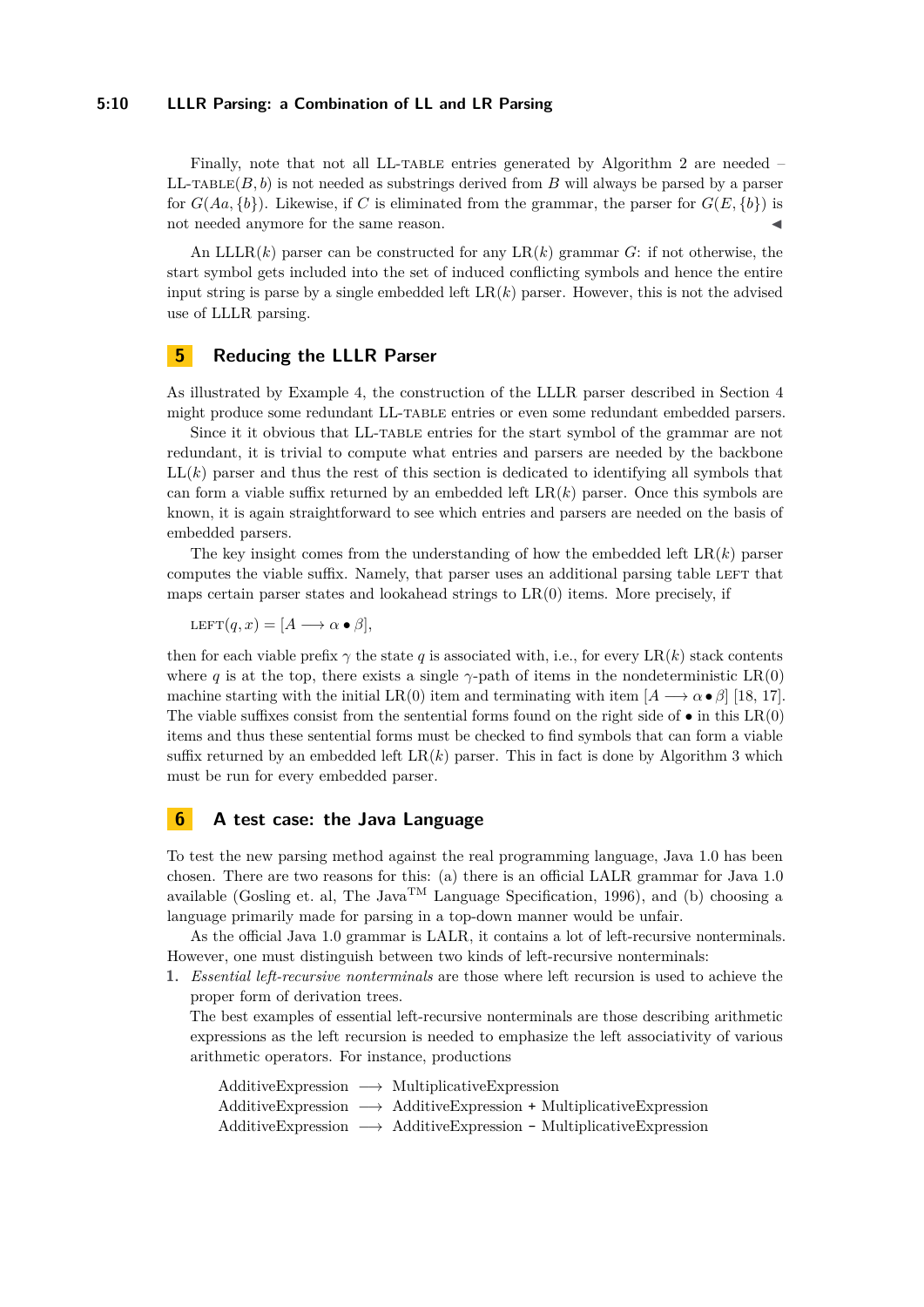Finally, note that not all LL-TABLE entries generated by Algorithm 2 are needed – LL-TABLE$(B, b)$ is not needed as substrings derived from $B$ will always be parsed by a parser for $G(Aa, \{b\})$. Likewise, if $C$ is eliminated from the grammar, the parser for $G(E, \{b\})$ is not needed anymore for the same reason. ◀

An LLLR$(k)$ parser can be constructed for any LR$(k)$ grammar $G$: if not otherwise, the start symbol gets included into the set of induced conflicting symbols and hence the entire input string is parse by a single embedded left LR$(k)$ parser. However, this is not the advised use of LLLR parsing.

## 5 Reducing the LLLR Parser

As illustrated by Example 4, the construction of the LLLR parser described in Section 4 might produce some redundant LL-TABLE entries or even some redundant embedded parsers.

Since it it obvious that LL-TABLE entries for the start symbol of the grammar are not redundant, it is trivial to compute what entries and parsers are needed by the backbone LL$(k)$ parser and thus the rest of this section is dedicated to identifying all symbols that can form a viable suffix returned by an embedded left LR$(k)$ parser. Once this symbols are known, it is again straightforward to see which entries and parsers are needed on the basis of embedded parsers.

The key insight comes from the understanding of how the embedded left LR$(k)$ parser computes the viable suffix. Namely, that parser uses an additional parsing table LEFT that maps certain parser states and lookahead strings to LR(0) items. More precisely, if

$$\text{LEFT}(q, x) = [A \longrightarrow \alpha \bullet \beta],$$

then for each viable prefix $\gamma$ the state $q$ is associated with, i.e., for every LR$(k)$ stack contents where $q$ is at the top, there exists a single $\gamma$-path of items in the nondeterministic LR(0) machine starting with the initial LR(0) item and terminating with item $[A \longrightarrow \alpha \bullet \beta]$ [18, 17]. The viable suffixes consist from the sentential forms found on the right side of $\bullet$ in this LR(0) items and thus these sentential forms must be checked to find symbols that can form a viable suffix returned by an embedded left LR$(k)$ parser. This in fact is done by Algorithm 3 which must be run for every embedded parser.

## 6 A test case: the Java Language

To test the new parsing method against the real programming language, Java 1.0 has been chosen. There are two reasons for this: (a) there is an official LALR grammar for Java 1.0 available (Gosling et. al, The Java™ Language Specification, 1996), and (b) choosing a language primarily made for parsing in a top-down manner would be unfair.

As the official Java 1.0 grammar is LALR, it contains a lot of left-recursive nonterminals. However, one must distinguish between two kinds of left-recursive nonterminals:

1. *Essential left-recursive nonterminals* are those where left recursion is used to achieve the proper form of derivation trees.
   The best examples of essential left-recursive nonterminals are those describing arithmetic expressions as the left recursion is needed to emphasize the left associativity of various arithmetic operators. For instance, productions

   $$\begin{aligned}
   \text{AdditiveExpression} &\longrightarrow \text{MultiplicativeExpression} \\
   \text{AdditiveExpression} &\longrightarrow \text{AdditiveExpression} + \text{MultiplicativeExpression} \\
   \text{AdditiveExpression} &\longrightarrow \text{AdditiveExpression} - \text{MultiplicativeExpression}
   \end{aligned}$$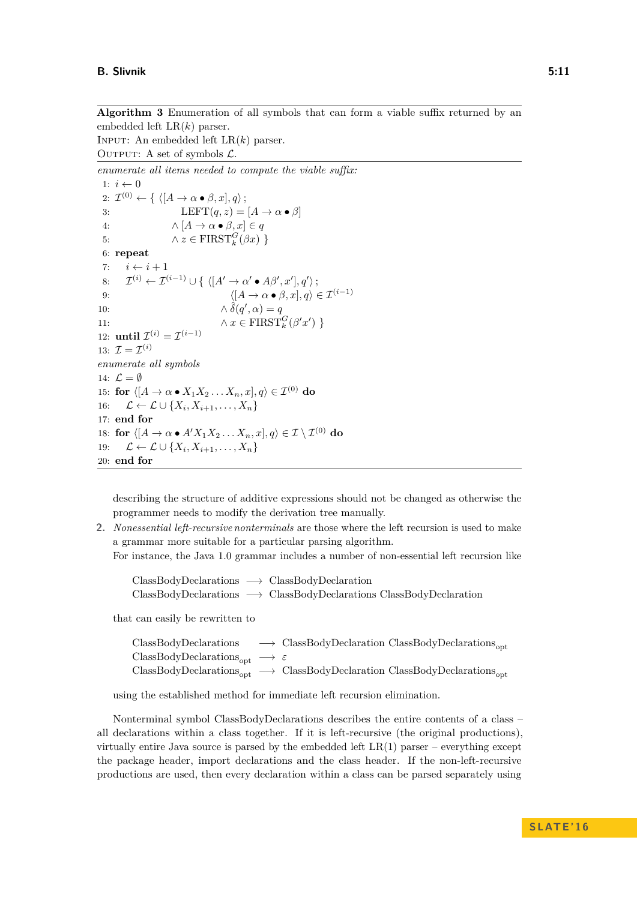**Algorithm 3** Enumeration of all symbols that can form a viable suffix returned by an embedded left LR($k$) parser.
INPUT: An embedded left LR($k$) parser.
OUTPUT: A set of symbols $\mathcal{L}$.

*enumerate all items needed to compute the viable suffix:*

1: $i \leftarrow 0$
2: $\mathcal{I}^{(0)} \leftarrow \{ \langle [A \to \alpha \bullet \beta, x], q \rangle ;$
3: $\quad\quad \text{LEFT}(q, z) = [A \to \alpha \bullet \beta]$
4: $\quad\quad \wedge [A \to \alpha \bullet \beta, x] \in q$
5: $\quad\quad \wedge z \in \text{FIRST}_k^G(\beta x) \}$
6: **repeat**
7: $\quad i \leftarrow i + 1$
8: $\quad \mathcal{I}^{(i)} \leftarrow \mathcal{I}^{(i-1)} \cup \{ \langle [A' \to \alpha' \bullet A\beta', x'], q' \rangle ;$
9: $\quad\quad \langle [A \to \alpha \bullet \beta, x], q \rangle \in \mathcal{I}^{(i-1)}$
10: $\quad\quad \wedge \hat{\delta}(q', \alpha) = q$
11: $\quad\quad \wedge x \in \text{FIRST}_k^G(\beta' x') \}$
12: **until** $\mathcal{I}^{(i)} = \mathcal{I}^{(i-1)}$
13: $\mathcal{I} = \mathcal{I}^{(i)}$

*enumerate all symbols*

14: $\mathcal{L} = \emptyset$
15: **for** $\langle [A \to \alpha \bullet X_1 X_2 \ldots X_n, x], q \rangle \in \mathcal{I}^{(0)}$ **do**
16: $\quad \mathcal{L} \leftarrow \mathcal{L} \cup \{X_i, X_{i+1}, \ldots, X_n\}$
17: **end for**
18: **for** $\langle [A \to \alpha \bullet A' X_1 X_2 \ldots X_n, x], q \rangle \in \mathcal{I} \setminus \mathcal{I}^{(0)}$ **do**
19: $\quad \mathcal{L} \leftarrow \mathcal{L} \cup \{X_i, X_{i+1}, \ldots, X_n\}$
20: **end for**

describing the structure of additive expressions should not be changed as otherwise the programmer needs to modify the derivation tree manually.

2. *Nonessential left-recursive nonterminals* are those where the left recursion is used to make a grammar more suitable for a particular parsing algorithm.
For instance, the Java 1.0 grammar includes a number of non-essential left recursion like

$$
\begin{aligned}
\text{ClassBodyDeclarations} &\longrightarrow \text{ClassBodyDeclaration} \\
\text{ClassBodyDeclarations} &\longrightarrow \text{ClassBodyDeclarations ClassBodyDeclaration}
\end{aligned}
$$

that can easily be rewritten to

$$
\begin{aligned}
\text{ClassBodyDeclarations} &\longrightarrow \text{ClassBodyDeclaration ClassBodyDeclarations}_{\text{opt}} \\
\text{ClassBodyDeclarations}_{\text{opt}} &\longrightarrow \varepsilon \\
\text{ClassBodyDeclarations}_{\text{opt}} &\longrightarrow \text{ClassBodyDeclaration ClassBodyDeclarations}_{\text{opt}}
\end{aligned}
$$

using the established method for immediate left recursion elimination.

Nonterminal symbol ClassBodyDeclarations describes the entire contents of a class – all declarations within a class together. If it is left-recursive (the original productions), virtually entire Java source is parsed by the embedded left LR(1) parser – everything except the package header, import declarations and the class header. If the non-left-recursive productions are used, then every declaration within a class can be parsed separately using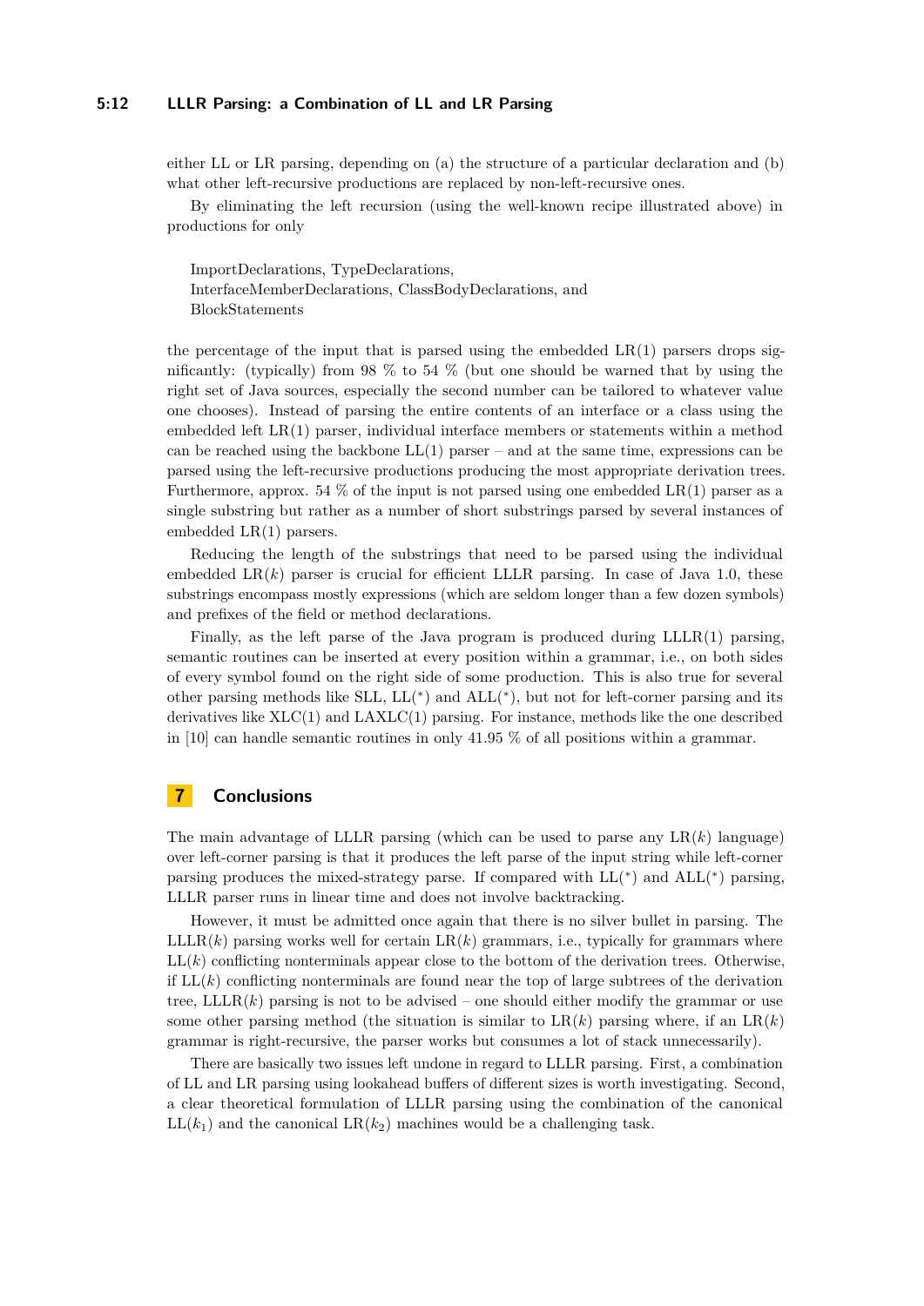either LL or LR parsing, depending on (a) the structure of a particular declaration and (b) what other left-recursive productions are replaced by non-left-recursive ones.

By eliminating the left recursion (using the well-known recipe illustrated above) in productions for only

ImportDeclarations, TypeDeclarations,
InterfaceMemberDeclarations, ClassBodyDeclarations, and
BlockStatements

the percentage of the input that is parsed using the embedded LR(1) parsers drops significantly: (typically) from 98 % to 54 % (but one should be warned that by using the right set of Java sources, especially the second number can be tailored to whatever value one chooses). Instead of parsing the entire contents of an interface or a class using the embedded left LR(1) parser, individual interface members or statements within a method can be reached using the backbone LL(1) parser – and at the same time, expressions can be parsed using the left-recursive productions producing the most appropriate derivation trees. Furthermore, approx. 54 % of the input is not parsed using one embedded LR(1) parser as a single substring but rather as a number of short substrings parsed by several instances of embedded LR(1) parsers.

Reducing the length of the substrings that need to be parsed using the individual embedded LR($k$) parser is crucial for efficient LLLR parsing. In case of Java 1.0, these substrings encompass mostly expressions (which are seldom longer than a few dozen symbols) and prefixes of the field or method declarations.

Finally, as the left parse of the Java program is produced during LLLR(1) parsing, semantic routines can be inserted at every position within a grammar, i.e., on both sides of every symbol found on the right side of some production. This is also true for several other parsing methods like SLL, LL($^*$) and ALL($^*$), but not for left-corner parsing and its derivatives like XLC(1) and LAXLC(1) parsing. For instance, methods like the one described in [10] can handle semantic routines in only 41.95 % of all positions within a grammar.

## 7 Conclusions

The main advantage of LLLR parsing (which can be used to parse any LR($k$) language) over left-corner parsing is that it produces the left parse of the input string while left-corner parsing produces the mixed-strategy parse. If compared with LL($^*$) and ALL($^*$) parsing, LLLR parser runs in linear time and does not involve backtracking.

However, it must be admitted once again that there is no silver bullet in parsing. The LLLR($k$) parsing works well for certain LR($k$) grammars, i.e., typically for grammars where LL($k$) conflicting nonterminals appear close to the bottom of the derivation trees. Otherwise, if LL($k$) conflicting nonterminals are found near the top of large subtrees of the derivation tree, LLLR($k$) parsing is not to be advised – one should either modify the grammar or use some other parsing method (the situation is similar to LR($k$) parsing where, if an LR($k$) grammar is right-recursive, the parser works but consumes a lot of stack unnecessarily).

There are basically two issues left undone in regard to LLLR parsing. First, a combination of LL and LR parsing using lookahead buffers of different sizes is worth investigating. Second, a clear theoretical formulation of LLLR parsing using the combination of the canonical LL($k_1$) and the canonical LR($k_2$) machines would be a challenging task.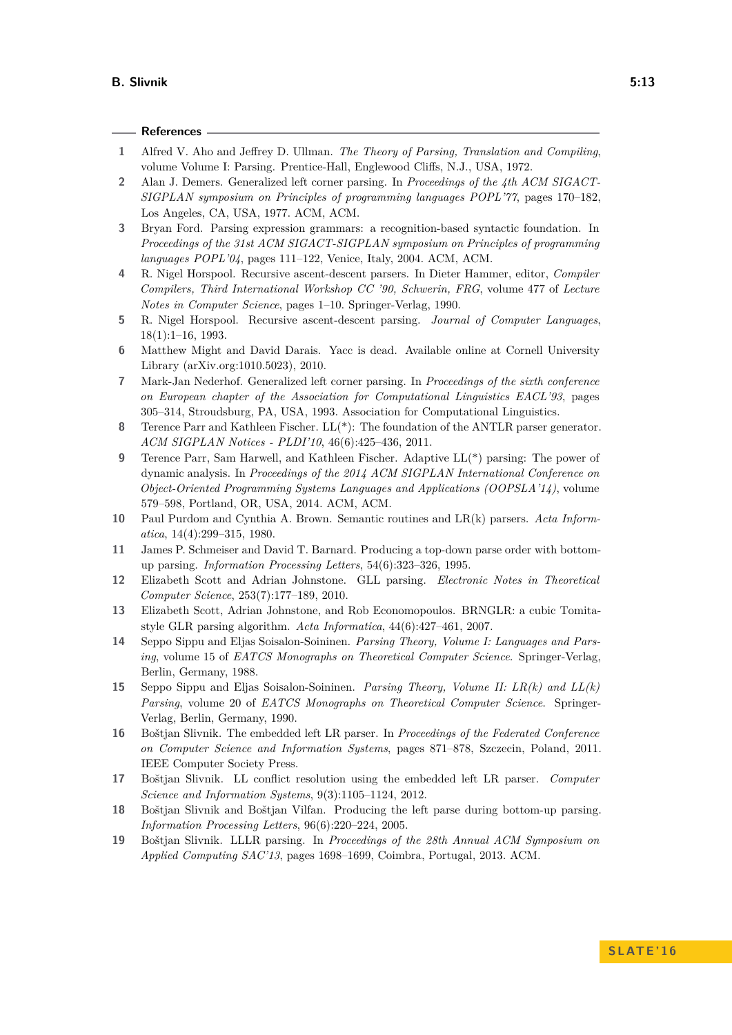## References

1. Alfred V. Aho and Jeffrey D. Ullman. *The Theory of Parsing, Translation and Compiling*, volume Volume I: Parsing. Prentice-Hall, Englewood Cliffs, N.J., USA, 1972.
2. Alan J. Demers. Generalized left corner parsing. In *Proceedings of the 4th ACM SIGACT-SIGPLAN symposium on Principles of programming languages POPL'77*, pages 170–182, Los Angeles, CA, USA, 1977. ACM, ACM.
3. Bryan Ford. Parsing expression grammars: a recognition-based syntactic foundation. In *Proceedings of the 31st ACM SIGACT-SIGPLAN symposium on Principles of programming languages POPL'04*, pages 111–122, Venice, Italy, 2004. ACM, ACM.
4. R. Nigel Horspool. Recursive ascent-descent parsers. In Dieter Hammer, editor, *Compiler Compilers, Third International Workshop CC '90, Schwerin, FRG*, volume 477 of *Lecture Notes in Computer Science*, pages 1–10. Springer-Verlag, 1990.
5. R. Nigel Horspool. Recursive ascent-descent parsing. *Journal of Computer Languages*, 18(1):1–16, 1993.
6. Matthew Might and David Darais. Yacc is dead. Available online at Cornell University Library (arXiv.org:1010.5023), 2010.
7. Mark-Jan Nederhof. Generalized left corner parsing. In *Proceedings of the sixth conference on European chapter of the Association for Computational Linguistics EACL'93*, pages 305–314, Stroudsburg, PA, USA, 1993. Association for Computational Linguistics.
8. Terence Parr and Kathleen Fischer. LL(*): The foundation of the ANTLR parser generator. *ACM SIGPLAN Notices - PLDI'10*, 46(6):425–436, 2011.
9. Terence Parr, Sam Harwell, and Kathleen Fischer. Adaptive LL(*) parsing: The power of dynamic analysis. In *Proceedings of the 2014 ACM SIGPLAN International Conference on Object-Oriented Programming Systems Languages and Applications (OOPSLA'14)*, volume 579–598, Portland, OR, USA, 2014. ACM, ACM.
10. Paul Purdom and Cynthia A. Brown. Semantic routines and LR(k) parsers. *Acta Informatica*, 14(4):299–315, 1980.
11. James P. Schmeiser and David T. Barnard. Producing a top-down parse order with bottom-up parsing. *Information Processing Letters*, 54(6):323–326, 1995.
12. Elizabeth Scott and Adrian Johnstone. GLL parsing. *Electronic Notes in Theoretical Computer Science*, 253(7):177–189, 2010.
13. Elizabeth Scott, Adrian Johnstone, and Rob Economopoulos. BRNGLR: a cubic Tomita-style GLR parsing algorithm. *Acta Informatica*, 44(6):427–461, 2007.
14. Seppo Sippu and Eljas Soisalon-Soininen. *Parsing Theory, Volume I: Languages and Parsing*, volume 15 of *EATCS Monographs on Theoretical Computer Science*. Springer-Verlag, Berlin, Germany, 1988.
15. Seppo Sippu and Eljas Soisalon-Soininen. *Parsing Theory, Volume II: LR(k) and LL(k) Parsing*, volume 20 of *EATCS Monographs on Theoretical Computer Science*. Springer-Verlag, Berlin, Germany, 1990.
16. Boštjan Slivnik. The embedded left LR parser. In *Proceedings of the Federated Conference on Computer Science and Information Systems*, pages 871–878, Szczecin, Poland, 2011. IEEE Computer Society Press.
17. Boštjan Slivnik. LL conflict resolution using the embedded left LR parser. *Computer Science and Information Systems*, 9(3):1105–1124, 2012.
18. Boštjan Slivnik and Boštjan Vilfan. Producing the left parse during bottom-up parsing. *Information Processing Letters*, 96(6):220–224, 2005.
19. Boštjan Slivnik. LLLR parsing. In *Proceedings of the 28th Annual ACM Symposium on Applied Computing SAC'13*, pages 1698–1699, Coimbra, Portugal, 2013. ACM.